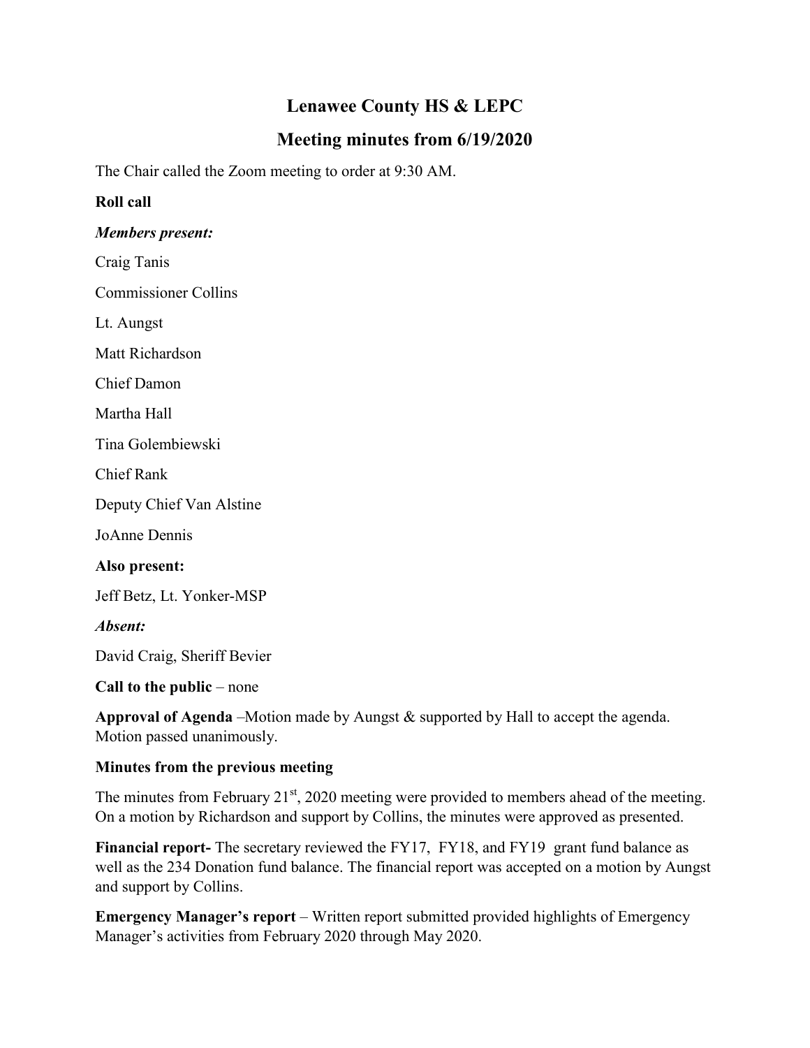# Lenawee County HS & LEPC

## Meeting minutes from 6/19/2020

The Chair called the Zoom meeting to order at 9:30 AM.

**Roll call**

***Members present:***

Craig Tanis

Commissioner Collins

Lt. Aungst

Matt Richardson

Chief Damon

Martha Hall

Tina Golembiewski

Chief Rank

Deputy Chief Van Alstine

JoAnne Dennis

**Also present:**

Jeff Betz, Lt. Yonker-MSP

***Absent:***

David Craig, Sheriff Bevier

**Call to the public** – none

**Approval of Agenda** –Motion made by Aungst & supported by Hall to accept the agenda. Motion passed unanimously.

**Minutes from the previous meeting**

The minutes from February 21st, 2020 meeting were provided to members ahead of the meeting. On a motion by Richardson and support by Collins, the minutes were approved as presented.

**Financial report-** The secretary reviewed the FY17, FY18, and FY19 grant fund balance as well as the 234 Donation fund balance. The financial report was accepted on a motion by Aungst and support by Collins.

**Emergency Manager's report** – Written report submitted provided highlights of Emergency Manager's activities from February 2020 through May 2020.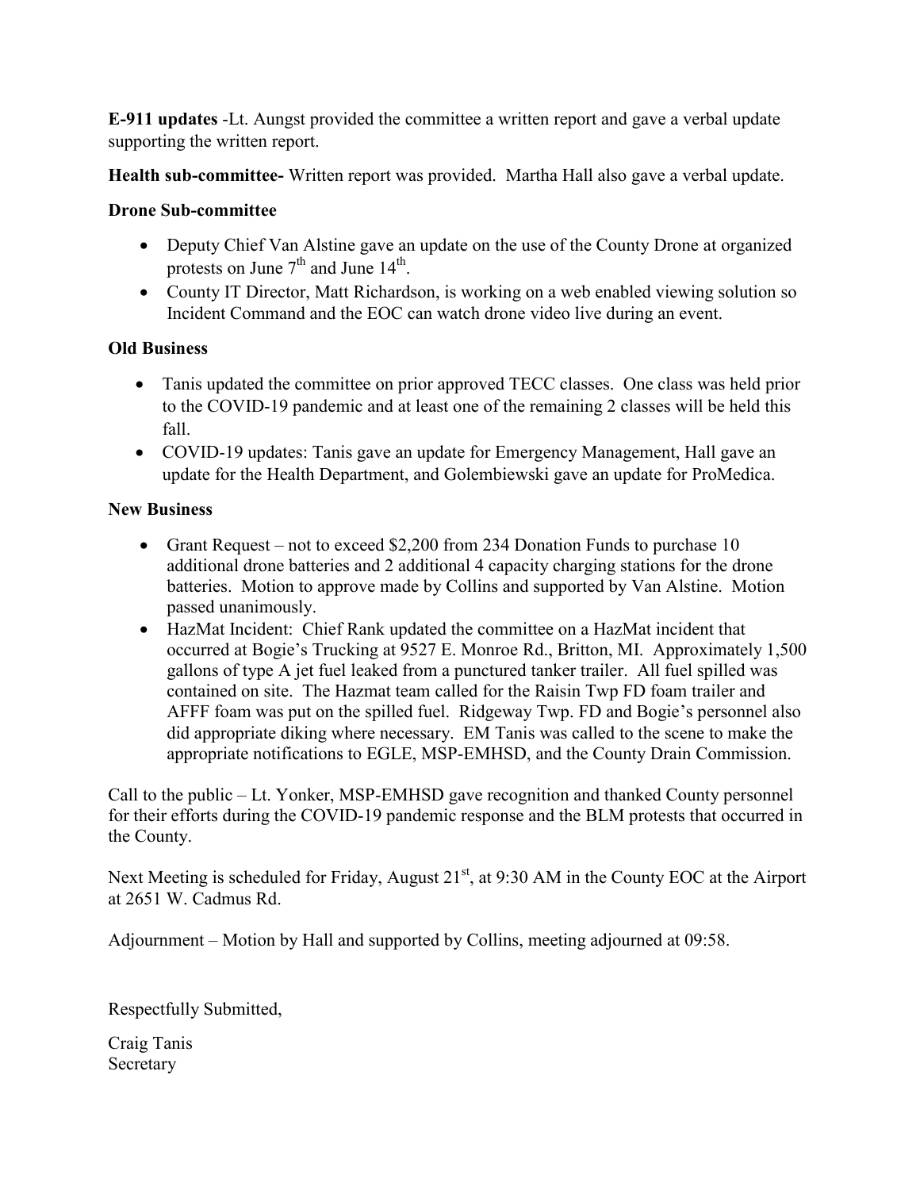**E-911 updates** -Lt. Aungst provided the committee a written report and gave a verbal update supporting the written report.

**Health sub-committee-** Written report was provided. Martha Hall also gave a verbal update.

**Drone Sub-committee**

- Deputy Chief Van Alstine gave an update on the use of the County Drone at organized protests on June 7th and June 14th.
- County IT Director, Matt Richardson, is working on a web enabled viewing solution so Incident Command and the EOC can watch drone video live during an event.

**Old Business**

- Tanis updated the committee on prior approved TECC classes. One class was held prior to the COVID-19 pandemic and at least one of the remaining 2 classes will be held this fall.
- COVID-19 updates: Tanis gave an update for Emergency Management, Hall gave an update for the Health Department, and Golembiewski gave an update for ProMedica.

**New Business**

- Grant Request – not to exceed $2,200 from 234 Donation Funds to purchase 10 additional drone batteries and 2 additional 4 capacity charging stations for the drone batteries. Motion to approve made by Collins and supported by Van Alstine. Motion passed unanimously.
- HazMat Incident: Chief Rank updated the committee on a HazMat incident that occurred at Bogie's Trucking at 9527 E. Monroe Rd., Britton, MI. Approximately 1,500 gallons of type A jet fuel leaked from a punctured tanker trailer. All fuel spilled was contained on site. The Hazmat team called for the Raisin Twp FD foam trailer and AFFF foam was put on the spilled fuel. Ridgeway Twp. FD and Bogie's personnel also did appropriate diking where necessary. EM Tanis was called to the scene to make the appropriate notifications to EGLE, MSP-EMHSD, and the County Drain Commission.

Call to the public – Lt. Yonker, MSP-EMHSD gave recognition and thanked County personnel for their efforts during the COVID-19 pandemic response and the BLM protests that occurred in the County.

Next Meeting is scheduled for Friday, August 21st, at 9:30 AM in the County EOC at the Airport at 2651 W. Cadmus Rd.

Adjournment – Motion by Hall and supported by Collins, meeting adjourned at 09:58.

Respectfully Submitted,

Craig Tanis
Secretary